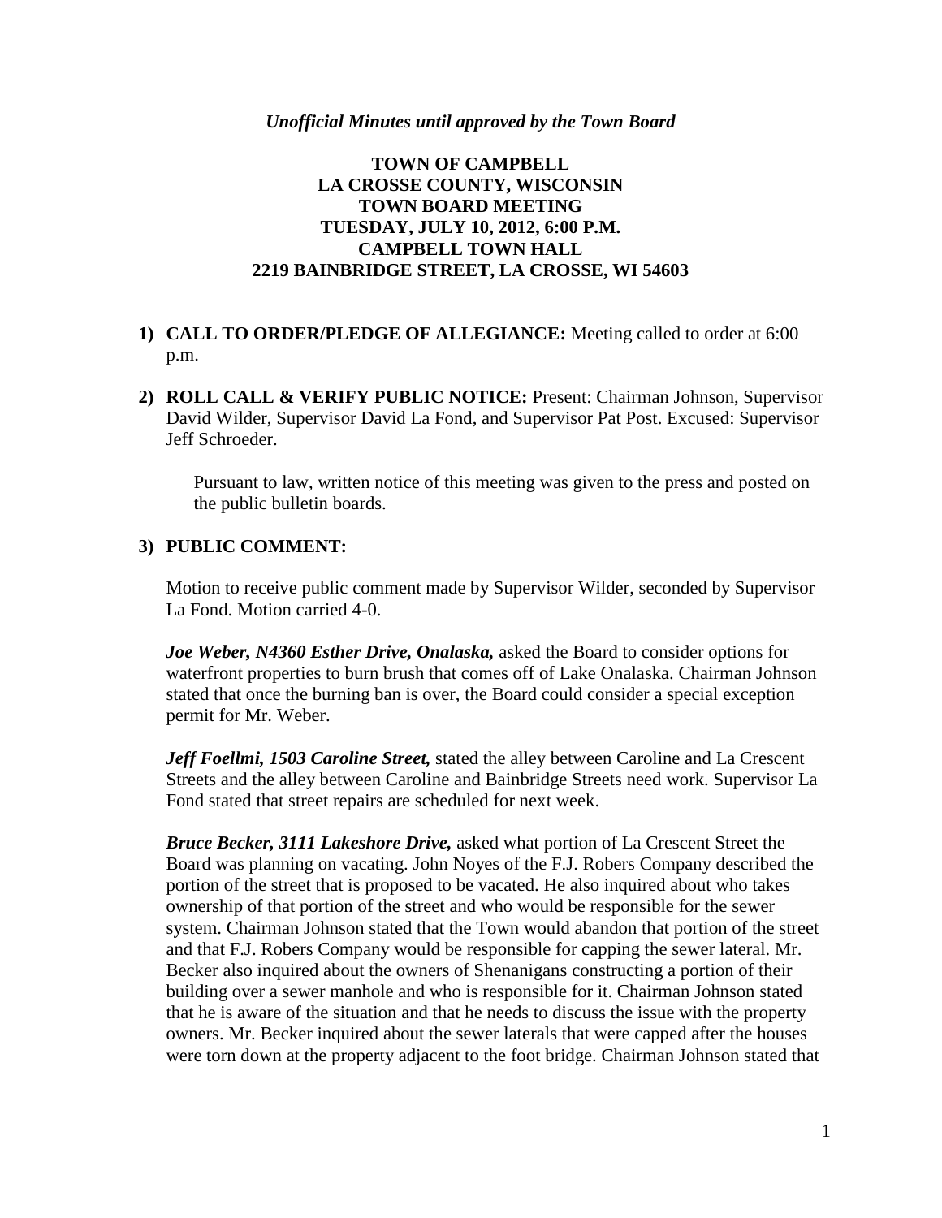*Unofficial Minutes until approved by the Town Board*

# TOWN OF CAMPBELL
## LA CROSSE COUNTY, WISCONSIN
## TOWN BOARD MEETING
## TUESDAY, JULY 10, 2012, 6:00 P.M.
## CAMPBELL TOWN HALL
## 2219 BAINBRIDGE STREET, LA CROSSE, WI 54603

1) **CALL TO ORDER/PLEDGE OF ALLEGIANCE:** Meeting called to order at 6:00 p.m.

2) **ROLL CALL & VERIFY PUBLIC NOTICE:** Present: Chairman Johnson, Supervisor David Wilder, Supervisor David La Fond, and Supervisor Pat Post. Excused: Supervisor Jeff Schroeder.

   Pursuant to law, written notice of this meeting was given to the press and posted on the public bulletin boards.

3) **PUBLIC COMMENT:**

   Motion to receive public comment made by Supervisor Wilder, seconded by Supervisor La Fond. Motion carried 4-0.

   ***Joe Weber, N4360 Esther Drive, Onalaska,*** asked the Board to consider options for waterfront properties to burn brush that comes off of Lake Onalaska. Chairman Johnson stated that once the burning ban is over, the Board could consider a special exception permit for Mr. Weber.

   ***Jeff Foellmi, 1503 Caroline Street,*** stated the alley between Caroline and La Crescent Streets and the alley between Caroline and Bainbridge Streets need work. Supervisor La Fond stated that street repairs are scheduled for next week.

   ***Bruce Becker, 3111 Lakeshore Drive,*** asked what portion of La Crescent Street the Board was planning on vacating. John Noyes of the F.J. Robers Company described the portion of the street that is proposed to be vacated. He also inquired about who takes ownership of that portion of the street and who would be responsible for the sewer system. Chairman Johnson stated that the Town would abandon that portion of the street and that F.J. Robers Company would be responsible for capping the sewer lateral. Mr. Becker also inquired about the owners of Shenanigans constructing a portion of their building over a sewer manhole and who is responsible for it. Chairman Johnson stated that he is aware of the situation and that he needs to discuss the issue with the property owners. Mr. Becker inquired about the sewer laterals that were capped after the houses were torn down at the property adjacent to the foot bridge. Chairman Johnson stated that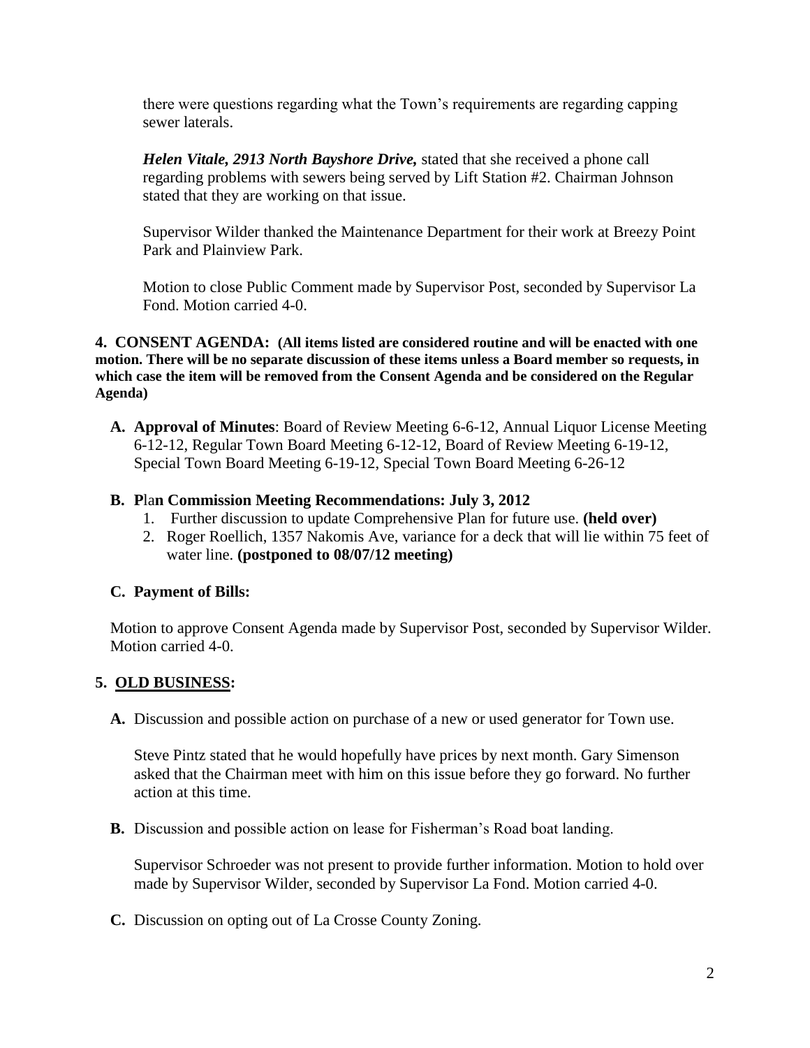there were questions regarding what the Town's requirements are regarding capping sewer laterals.

***Helen Vitale, 2913 North Bayshore Drive,*** stated that she received a phone call regarding problems with sewers being served by Lift Station #2. Chairman Johnson stated that they are working on that issue.

Supervisor Wilder thanked the Maintenance Department for their work at Breezy Point Park and Plainview Park.

Motion to close Public Comment made by Supervisor Post, seconded by Supervisor La Fond. Motion carried 4-0.

**4. CONSENT AGENDA: (All items listed are considered routine and will be enacted with one motion. There will be no separate discussion of these items unless a Board member so requests, in which case the item will be removed from the Consent Agenda and be considered on the Regular Agenda)**

**A. Approval of Minutes**: Board of Review Meeting 6-6-12, Annual Liquor License Meeting 6-12-12, Regular Town Board Meeting 6-12-12, Board of Review Meeting 6-19-12, Special Town Board Meeting 6-19-12, Special Town Board Meeting 6-26-12

**B. Plan Commission Meeting Recommendations: July 3, 2012**

1. Further discussion to update Comprehensive Plan for future use. **(held over)**
2. Roger Roellich, 1357 Nakomis Ave, variance for a deck that will lie within 75 feet of water line. **(postponed to 08/07/12 meeting)**

**C. Payment of Bills:**

Motion to approve Consent Agenda made by Supervisor Post, seconded by Supervisor Wilder. Motion carried 4-0.

**5. <u>OLD BUSINESS</u>:**

**A.** Discussion and possible action on purchase of a new or used generator for Town use.

Steve Pintz stated that he would hopefully have prices by next month. Gary Simenson asked that the Chairman meet with him on this issue before they go forward. No further action at this time.

**B.** Discussion and possible action on lease for Fisherman's Road boat landing.

Supervisor Schroeder was not present to provide further information. Motion to hold over made by Supervisor Wilder, seconded by Supervisor La Fond. Motion carried 4-0.

**C.** Discussion on opting out of La Crosse County Zoning.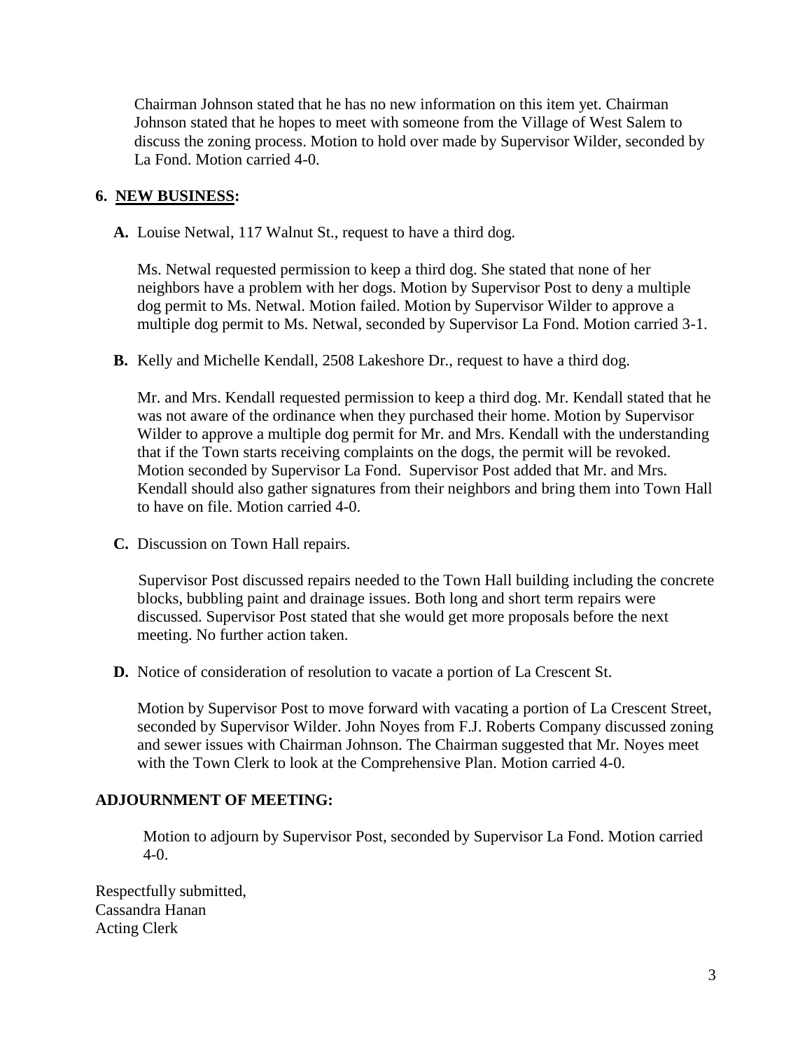Chairman Johnson stated that he has no new information on this item yet. Chairman Johnson stated that he hopes to meet with someone from the Village of West Salem to discuss the zoning process. Motion to hold over made by Supervisor Wilder, seconded by La Fond. Motion carried 4-0.

**6. NEW BUSINESS:**

**A.** Louise Netwal, 117 Walnut St., request to have a third dog.

Ms. Netwal requested permission to keep a third dog. She stated that none of her neighbors have a problem with her dogs. Motion by Supervisor Post to deny a multiple dog permit to Ms. Netwal. Motion failed. Motion by Supervisor Wilder to approve a multiple dog permit to Ms. Netwal, seconded by Supervisor La Fond. Motion carried 3-1.

**B.** Kelly and Michelle Kendall, 2508 Lakeshore Dr., request to have a third dog.

Mr. and Mrs. Kendall requested permission to keep a third dog. Mr. Kendall stated that he was not aware of the ordinance when they purchased their home. Motion by Supervisor Wilder to approve a multiple dog permit for Mr. and Mrs. Kendall with the understanding that if the Town starts receiving complaints on the dogs, the permit will be revoked. Motion seconded by Supervisor La Fond. Supervisor Post added that Mr. and Mrs. Kendall should also gather signatures from their neighbors and bring them into Town Hall to have on file. Motion carried 4-0.

**C.** Discussion on Town Hall repairs.

Supervisor Post discussed repairs needed to the Town Hall building including the concrete blocks, bubbling paint and drainage issues. Both long and short term repairs were discussed. Supervisor Post stated that she would get more proposals before the next meeting. No further action taken.

**D.** Notice of consideration of resolution to vacate a portion of La Crescent St.

Motion by Supervisor Post to move forward with vacating a portion of La Crescent Street, seconded by Supervisor Wilder. John Noyes from F.J. Roberts Company discussed zoning and sewer issues with Chairman Johnson. The Chairman suggested that Mr. Noyes meet with the Town Clerk to look at the Comprehensive Plan. Motion carried 4-0.

**ADJOURNMENT OF MEETING:**

Motion to adjourn by Supervisor Post, seconded by Supervisor La Fond. Motion carried 4-0.

Respectfully submitted,
Cassandra Hanan
Acting Clerk